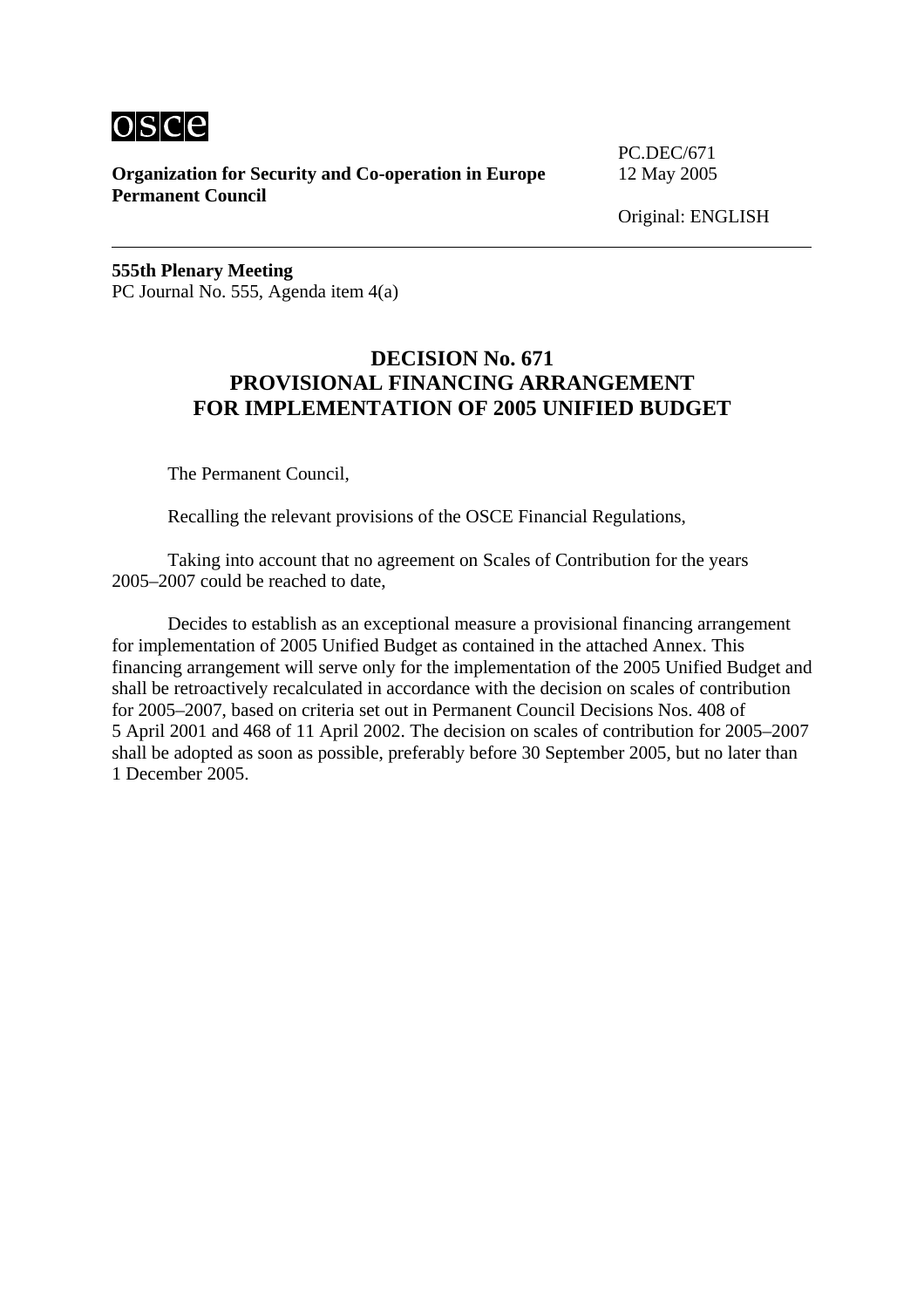**Organization for Security and Co-operation in Europe**
**Permanent Council**

PC.DEC/671
12 May 2005

Original: ENGLISH

---

**555th Plenary Meeting**
PC Journal No. 555, Agenda item 4(a)

# DECISION No. 671
# PROVISIONAL FINANCING ARRANGEMENT FOR IMPLEMENTATION OF 2005 UNIFIED BUDGET

The Permanent Council,

Recalling the relevant provisions of the OSCE Financial Regulations,

Taking into account that no agreement on Scales of Contribution for the years 2005–2007 could be reached to date,

Decides to establish as an exceptional measure a provisional financing arrangement for implementation of 2005 Unified Budget as contained in the attached Annex. This financing arrangement will serve only for the implementation of the 2005 Unified Budget and shall be retroactively recalculated in accordance with the decision on scales of contribution for 2005–2007, based on criteria set out in Permanent Council Decisions Nos. 408 of 5 April 2001 and 468 of 11 April 2002. The decision on scales of contribution for 2005–2007 shall be adopted as soon as possible, preferably before 30 September 2005, but no later than 1 December 2005.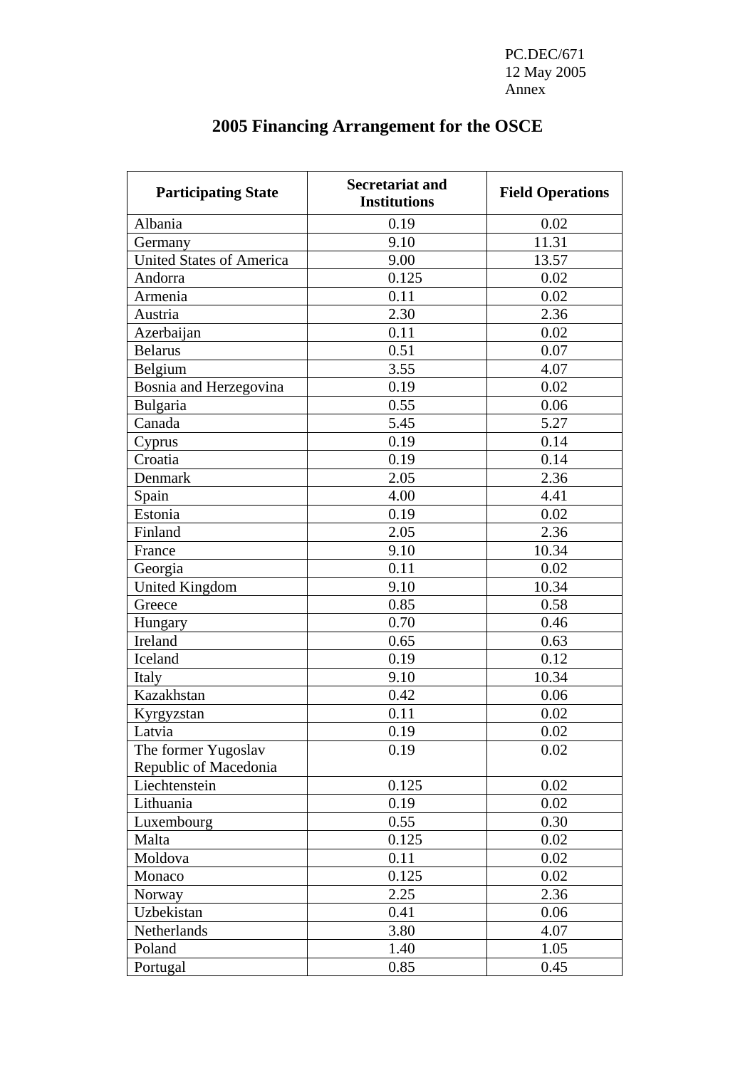PC.DEC/671
12 May 2005
Annex

# 2005 Financing Arrangement for the OSCE

| Participating State | Secretariat and Institutions | Field Operations |
|---|---|---|
| Albania | 0.19 | 0.02 |
| Germany | 9.10 | 11.31 |
| United States of America | 9.00 | 13.57 |
| Andorra | 0.125 | 0.02 |
| Armenia | 0.11 | 0.02 |
| Austria | 2.30 | 2.36 |
| Azerbaijan | 0.11 | 0.02 |
| Belarus | 0.51 | 0.07 |
| Belgium | 3.55 | 4.07 |
| Bosnia and Herzegovina | 0.19 | 0.02 |
| Bulgaria | 0.55 | 0.06 |
| Canada | 5.45 | 5.27 |
| Cyprus | 0.19 | 0.14 |
| Croatia | 0.19 | 0.14 |
| Denmark | 2.05 | 2.36 |
| Spain | 4.00 | 4.41 |
| Estonia | 0.19 | 0.02 |
| Finland | 2.05 | 2.36 |
| France | 9.10 | 10.34 |
| Georgia | 0.11 | 0.02 |
| United Kingdom | 9.10 | 10.34 |
| Greece | 0.85 | 0.58 |
| Hungary | 0.70 | 0.46 |
| Ireland | 0.65 | 0.63 |
| Iceland | 0.19 | 0.12 |
| Italy | 9.10 | 10.34 |
| Kazakhstan | 0.42 | 0.06 |
| Kyrgyzstan | 0.11 | 0.02 |
| Latvia | 0.19 | 0.02 |
| The former Yugoslav Republic of Macedonia | 0.19 | 0.02 |
| Liechtenstein | 0.125 | 0.02 |
| Lithuania | 0.19 | 0.02 |
| Luxembourg | 0.55 | 0.30 |
| Malta | 0.125 | 0.02 |
| Moldova | 0.11 | 0.02 |
| Monaco | 0.125 | 0.02 |
| Norway | 2.25 | 2.36 |
| Uzbekistan | 0.41 | 0.06 |
| Netherlands | 3.80 | 4.07 |
| Poland | 1.40 | 1.05 |
| Portugal | 0.85 | 0.45 |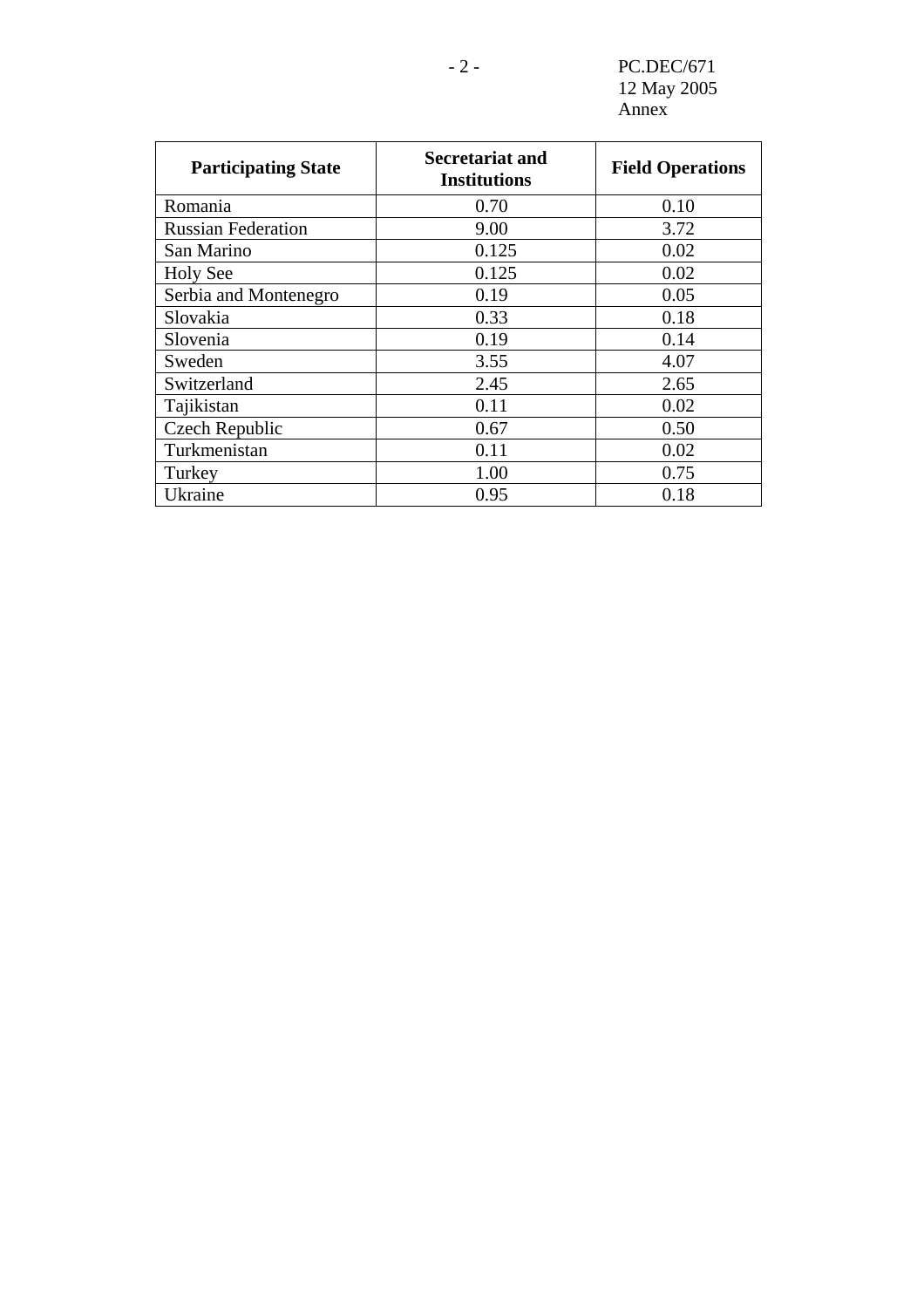| Participating State | Secretariat and Institutions | Field Operations |
|---|---|---|
| Romania | 0.70 | 0.10 |
| Russian Federation | 9.00 | 3.72 |
| San Marino | 0.125 | 0.02 |
| Holy See | 0.125 | 0.02 |
| Serbia and Montenegro | 0.19 | 0.05 |
| Slovakia | 0.33 | 0.18 |
| Slovenia | 0.19 | 0.14 |
| Sweden | 3.55 | 4.07 |
| Switzerland | 2.45 | 2.65 |
| Tajikistan | 0.11 | 0.02 |
| Czech Republic | 0.67 | 0.50 |
| Turkmenistan | 0.11 | 0.02 |
| Turkey | 1.00 | 0.75 |
| Ukraine | 0.95 | 0.18 |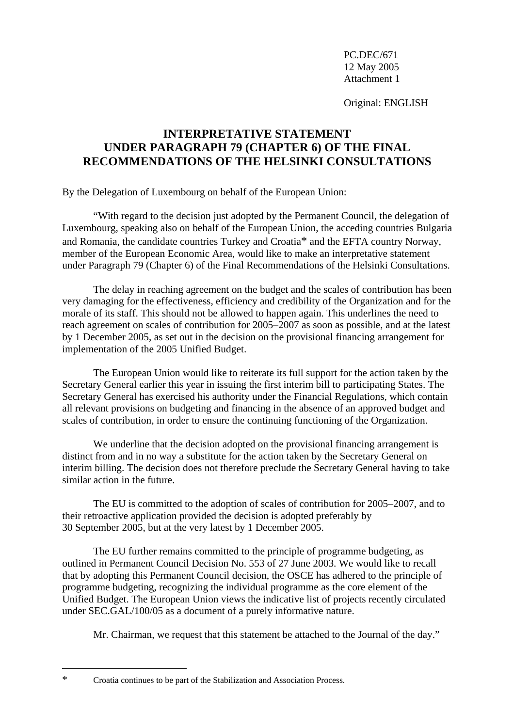PC.DEC/671
12 May 2005
Attachment 1

Original: ENGLISH

# INTERPRETATIVE STATEMENT UNDER PARAGRAPH 79 (CHAPTER 6) OF THE FINAL RECOMMENDATIONS OF THE HELSINKI CONSULTATIONS

By the Delegation of Luxembourg on behalf of the European Union:

"With regard to the decision just adopted by the Permanent Council, the delegation of Luxembourg, speaking also on behalf of the European Union, the acceding countries Bulgaria and Romania, the candidate countries Turkey and Croatia* and the EFTA country Norway, member of the European Economic Area, would like to make an interpretative statement under Paragraph 79 (Chapter 6) of the Final Recommendations of the Helsinki Consultations.

The delay in reaching agreement on the budget and the scales of contribution has been very damaging for the effectiveness, efficiency and credibility of the Organization and for the morale of its staff. This should not be allowed to happen again. This underlines the need to reach agreement on scales of contribution for 2005–2007 as soon as possible, and at the latest by 1 December 2005, as set out in the decision on the provisional financing arrangement for implementation of the 2005 Unified Budget.

The European Union would like to reiterate its full support for the action taken by the Secretary General earlier this year in issuing the first interim bill to participating States. The Secretary General has exercised his authority under the Financial Regulations, which contain all relevant provisions on budgeting and financing in the absence of an approved budget and scales of contribution, in order to ensure the continuing functioning of the Organization.

We underline that the decision adopted on the provisional financing arrangement is distinct from and in no way a substitute for the action taken by the Secretary General on interim billing. The decision does not therefore preclude the Secretary General having to take similar action in the future.

The EU is committed to the adoption of scales of contribution for 2005–2007, and to their retroactive application provided the decision is adopted preferably by 30 September 2005, but at the very latest by 1 December 2005.

The EU further remains committed to the principle of programme budgeting, as outlined in Permanent Council Decision No. 553 of 27 June 2003. We would like to recall that by adopting this Permanent Council decision, the OSCE has adhered to the principle of programme budgeting, recognizing the individual programme as the core element of the Unified Budget. The European Union views the indicative list of projects recently circulated under SEC.GAL/100/05 as a document of a purely informative nature.

Mr. Chairman, we request that this statement be attached to the Journal of the day."

---

\* Croatia continues to be part of the Stabilization and Association Process.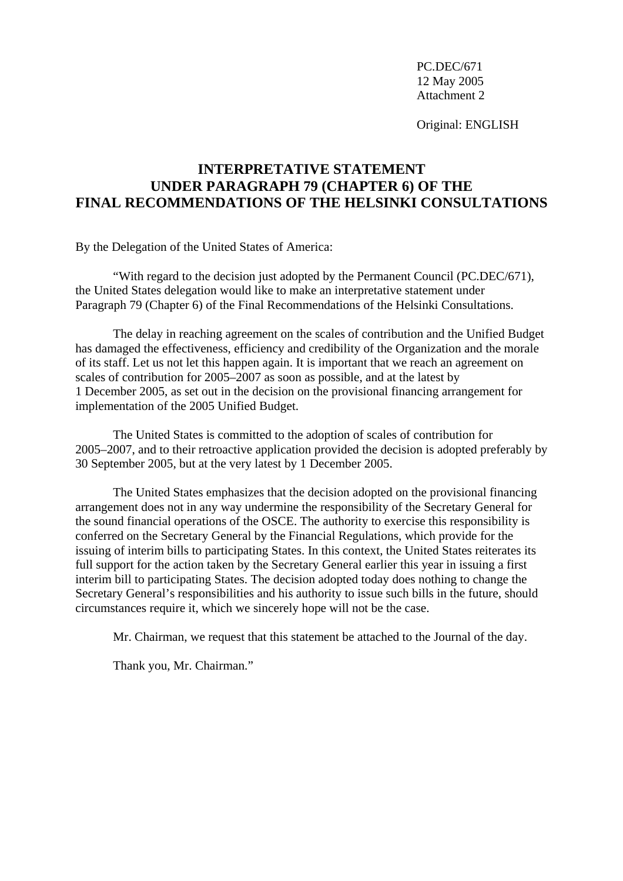PC.DEC/671
12 May 2005
Attachment 2

Original: ENGLISH

# INTERPRETATIVE STATEMENT UNDER PARAGRAPH 79 (CHAPTER 6) OF THE FINAL RECOMMENDATIONS OF THE HELSINKI CONSULTATIONS

By the Delegation of the United States of America:

"With regard to the decision just adopted by the Permanent Council (PC.DEC/671), the United States delegation would like to make an interpretative statement under Paragraph 79 (Chapter 6) of the Final Recommendations of the Helsinki Consultations.

The delay in reaching agreement on the scales of contribution and the Unified Budget has damaged the effectiveness, efficiency and credibility of the Organization and the morale of its staff. Let us not let this happen again. It is important that we reach an agreement on scales of contribution for 2005–2007 as soon as possible, and at the latest by 1 December 2005, as set out in the decision on the provisional financing arrangement for implementation of the 2005 Unified Budget.

The United States is committed to the adoption of scales of contribution for 2005–2007, and to their retroactive application provided the decision is adopted preferably by 30 September 2005, but at the very latest by 1 December 2005.

The United States emphasizes that the decision adopted on the provisional financing arrangement does not in any way undermine the responsibility of the Secretary General for the sound financial operations of the OSCE. The authority to exercise this responsibility is conferred on the Secretary General by the Financial Regulations, which provide for the issuing of interim bills to participating States. In this context, the United States reiterates its full support for the action taken by the Secretary General earlier this year in issuing a first interim bill to participating States. The decision adopted today does nothing to change the Secretary General's responsibilities and his authority to issue such bills in the future, should circumstances require it, which we sincerely hope will not be the case.

Mr. Chairman, we request that this statement be attached to the Journal of the day.

Thank you, Mr. Chairman."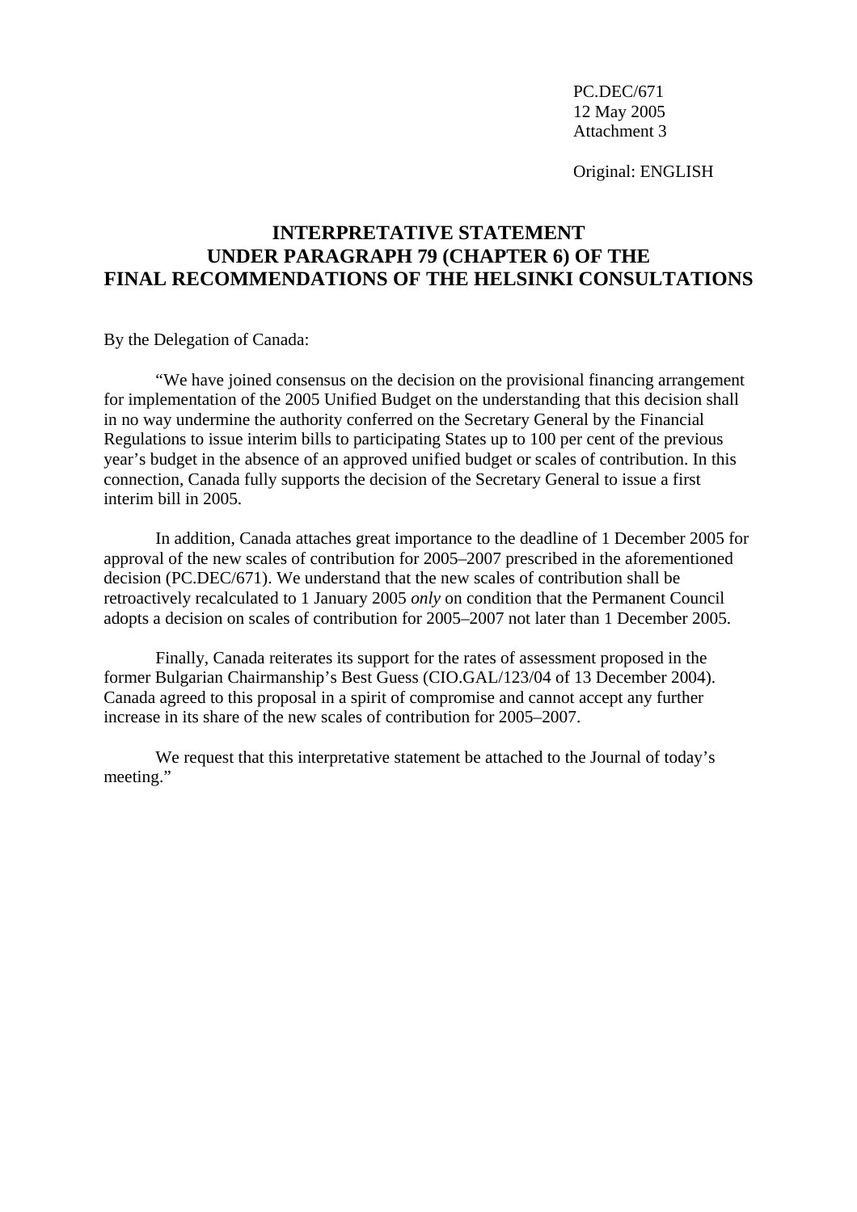PC.DEC/671
12 May 2005
Attachment 3

Original: ENGLISH

# INTERPRETATIVE STATEMENT UNDER PARAGRAPH 79 (CHAPTER 6) OF THE FINAL RECOMMENDATIONS OF THE HELSINKI CONSULTATIONS

By the Delegation of Canada:

"We have joined consensus on the decision on the provisional financing arrangement for implementation of the 2005 Unified Budget on the understanding that this decision shall in no way undermine the authority conferred on the Secretary General by the Financial Regulations to issue interim bills to participating States up to 100 per cent of the previous year's budget in the absence of an approved unified budget or scales of contribution. In this connection, Canada fully supports the decision of the Secretary General to issue a first interim bill in 2005.

In addition, Canada attaches great importance to the deadline of 1 December 2005 for approval of the new scales of contribution for 2005–2007 prescribed in the aforementioned decision (PC.DEC/671). We understand that the new scales of contribution shall be retroactively recalculated to 1 January 2005 *only* on condition that the Permanent Council adopts a decision on scales of contribution for 2005–2007 not later than 1 December 2005.

Finally, Canada reiterates its support for the rates of assessment proposed in the former Bulgarian Chairmanship's Best Guess (CIO.GAL/123/04 of 13 December 2004). Canada agreed to this proposal in a spirit of compromise and cannot accept any further increase in its share of the new scales of contribution for 2005–2007.

We request that this interpretative statement be attached to the Journal of today's meeting."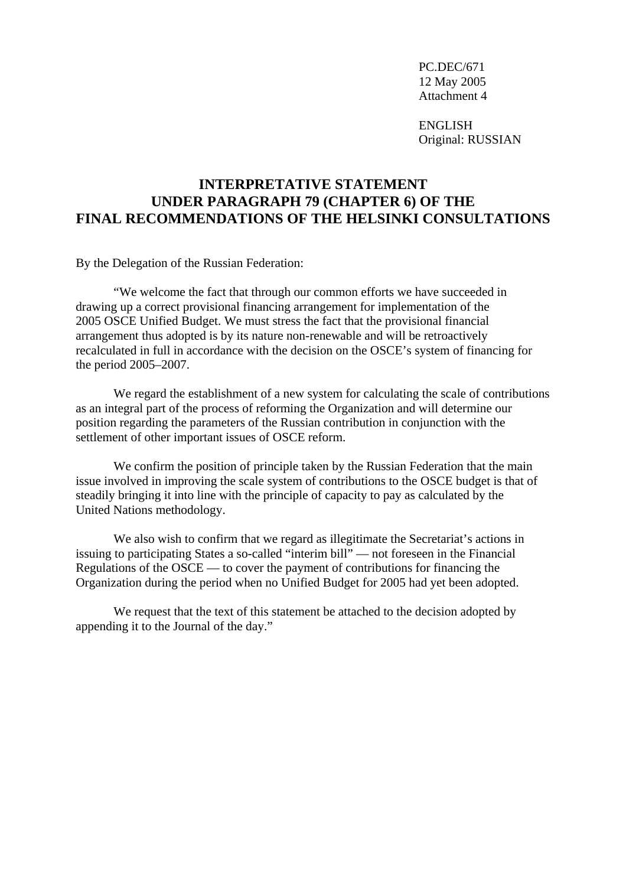PC.DEC/671
12 May 2005
Attachment 4

ENGLISH
Original: RUSSIAN

# INTERPRETATIVE STATEMENT UNDER PARAGRAPH 79 (CHAPTER 6) OF THE FINAL RECOMMENDATIONS OF THE HELSINKI CONSULTATIONS

By the Delegation of the Russian Federation:

"We welcome the fact that through our common efforts we have succeeded in drawing up a correct provisional financing arrangement for implementation of the 2005 OSCE Unified Budget. We must stress the fact that the provisional financial arrangement thus adopted is by its nature non-renewable and will be retroactively recalculated in full in accordance with the decision on the OSCE's system of financing for the period 2005–2007.

We regard the establishment of a new system for calculating the scale of contributions as an integral part of the process of reforming the Organization and will determine our position regarding the parameters of the Russian contribution in conjunction with the settlement of other important issues of OSCE reform.

We confirm the position of principle taken by the Russian Federation that the main issue involved in improving the scale system of contributions to the OSCE budget is that of steadily bringing it into line with the principle of capacity to pay as calculated by the United Nations methodology.

We also wish to confirm that we regard as illegitimate the Secretariat's actions in issuing to participating States a so-called "interim bill" — not foreseen in the Financial Regulations of the OSCE — to cover the payment of contributions for financing the Organization during the period when no Unified Budget for 2005 had yet been adopted.

We request that the text of this statement be attached to the decision adopted by appending it to the Journal of the day."